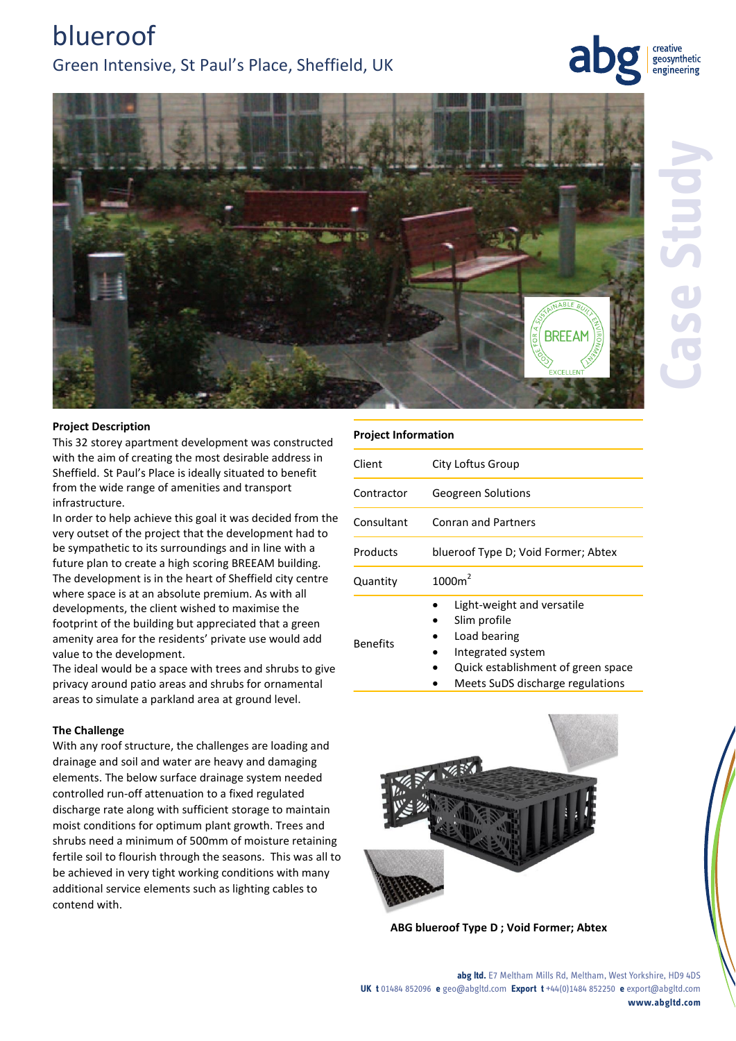# blueroof

## Green Intensive, St Paul's Place, Sheffield, UK

### Project Description

This 32 storey apartment development was constructed with the aim of creating the most desirable address in Sheffield. St Paul's Place is ideally situated to benefit from the wide range of amenities and transport infrastructure.

In order to help achieve this goal it was decided from the very outset of the project that the development had to be sympathetic to its surroundings and in line with a future plan to create a high scoring BREEAM building.

The development is in the heart of Sheffield city centre where space is at an absolute premium. As with all developments, the client wished to maximise the footprint of the building but appreciated that a green amenity area for the residents' private use would add value to the development.

The ideal would be a space with trees and shrubs to give privacy around patio areas and shrubs for ornamental areas to simulate a parkland area at ground level.

### The Challenge

With any roof structure, the challenges are loading and drainage and soil and water are heavy and damaging elements. The below surface drainage system needed controlled run-off attenuation to a fixed regulated discharge rate along with sufficient storage to maintain moist conditions for optimum plant growth. Trees and shrubs need a minimum of 500mm of moisture retaining fertile soil to flourish through the seasons. This was all to be achieved in very tight working conditions with many additional service elements such as lighting cables to contend with.

### Project Information

| | |
|---|---|
| Client | City Loftus Group |
| Contractor | Geogreen Solutions |
| Consultant | Conran and Partners |
| Products | blueroof Type D; Void Former; Abtex |
| Quantity | $1000m^2$ |
| Benefits | • Light-weight and versatile<br>• Slim profile<br>• Load bearing<br>• Integrated system<br>• Quick establishment of green space<br>• Meets SuDS discharge regulations |

**ABG blueroof Type D ; Void Former; Abtex**

**abg ltd.** E7 Meltham Mills Rd, Meltham, West Yorkshire, HD9 4DS
**UK t** 01484 852096 **e** geo@abgltd.com **Export t** +44(0)1484 852250 **e** export@abgltd.com
**www.abgltd.com**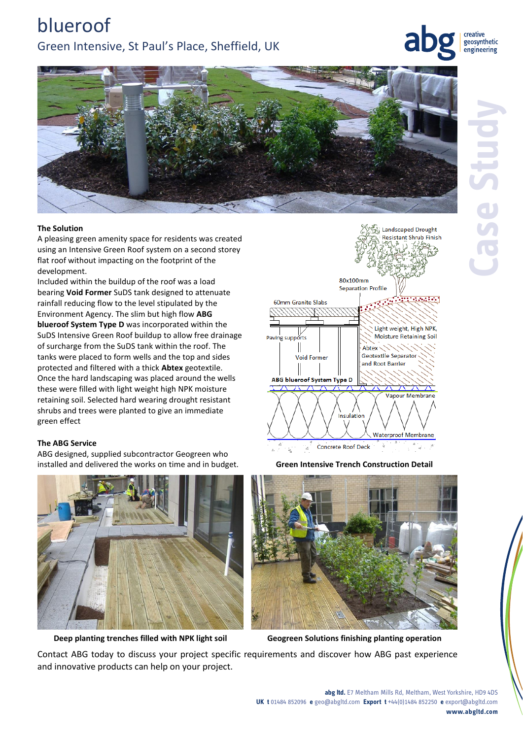# blueroof

## Green Intensive, St Paul's Place, Sheffield, UK

abg creative geosynthetic engineering

Case Study

### The Solution

A pleasing green amenity space for residents was created using an Intensive Green Roof system on a second storey flat roof without impacting on the footprint of the development.

Included within the buildup of the roof was a load bearing **Void Former** SuDS tank designed to attenuate rainfall reducing flow to the level stipulated by the Environment Agency. The slim but high flow **ABG blueroof System Type D** was incorporated within the SuDS Intensive Green Roof buildup to allow free drainage of surcharge from the SuDS tank within the roof. The tanks were placed to form wells and the top and sides protected and filtered with a thick **Abtex** geotextile. Once the hard landscaping was placed around the wells these were filled with light weight high NPK moisture retaining soil. Selected hard wearing drought resistant shrubs and trees were planted to give an immediate green effect

### The ABG Service

ABG designed, supplied subcontractor Geogreen who installed and delivered the works on time and in budget.

Landscaped Drought Resistant Shrub Finish
80x100mm Separation Profile
60mm Granite Slabs
Paving supports
Void Former
Light weight, High NPK, Moisture Retaining Soil
Abtex Geotextile Separator and Root Barrier
ABG blueroof System Type D
Vapour Membrane
Insulation
Waterproof Membrane
Concrete Roof Deck

**Green Intensive Trench Construction Detail**

**Deep planting trenches filled with NPK light soil**

**Geogreen Solutions finishing planting operation**

Contact ABG today to discuss your project specific requirements and discover how ABG past experience and innovative products can help on your project.

**abg ltd.** E7 Meltham Mills Rd, Meltham, West Yorkshire, HD9 4DS
**UK t** 01484 852096 **e** geo@abgltd.com **Export t** +44(0)1484 852250 **e** export@abgltd.com
**www.abgltd.com**